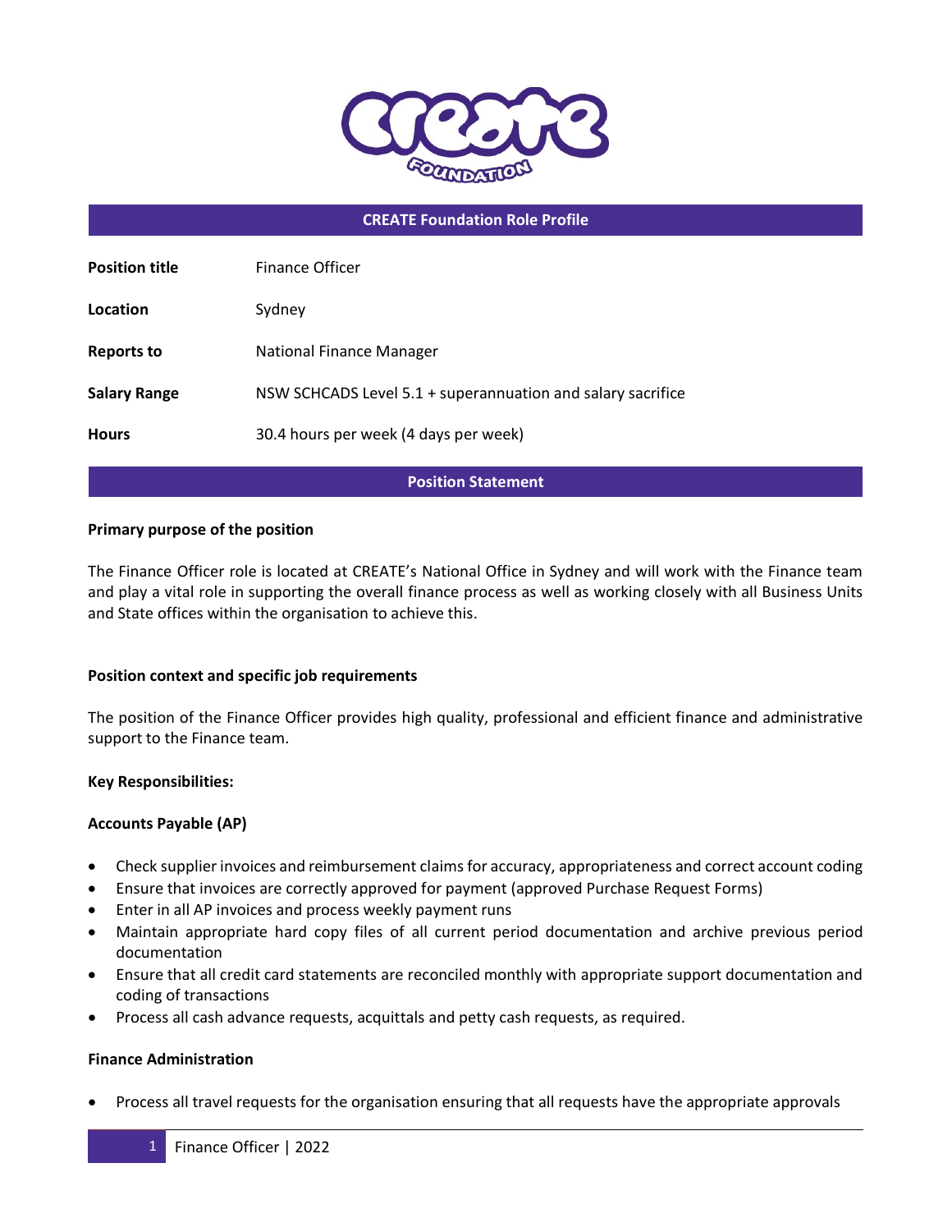## CREATE Foundation Role Profile

| | |
|---|---|
| **Position title** | Finance Officer |
| **Location** | Sydney |
| **Reports to** | National Finance Manager |
| **Salary Range** | NSW SCHCADS Level 5.1 + superannuation and salary sacrifice |
| **Hours** | 30.4 hours per week (4 days per week) |

## Position Statement

**Primary purpose of the position**

The Finance Officer role is located at CREATE's National Office in Sydney and will work with the Finance team and play a vital role in supporting the overall finance process as well as working closely with all Business Units and State offices within the organisation to achieve this.

**Position context and specific job requirements**

The position of the Finance Officer provides high quality, professional and efficient finance and administrative support to the Finance team.

**Key Responsibilities:**

**Accounts Payable (AP)**

- Check supplier invoices and reimbursement claims for accuracy, appropriateness and correct account coding
- Ensure that invoices are correctly approved for payment (approved Purchase Request Forms)
- Enter in all AP invoices and process weekly payment runs
- Maintain appropriate hard copy files of all current period documentation and archive previous period documentation
- Ensure that all credit card statements are reconciled monthly with appropriate support documentation and coding of transactions
- Process all cash advance requests, acquittals and petty cash requests, as required.

**Finance Administration**

- Process all travel requests for the organisation ensuring that all requests have the appropriate approvals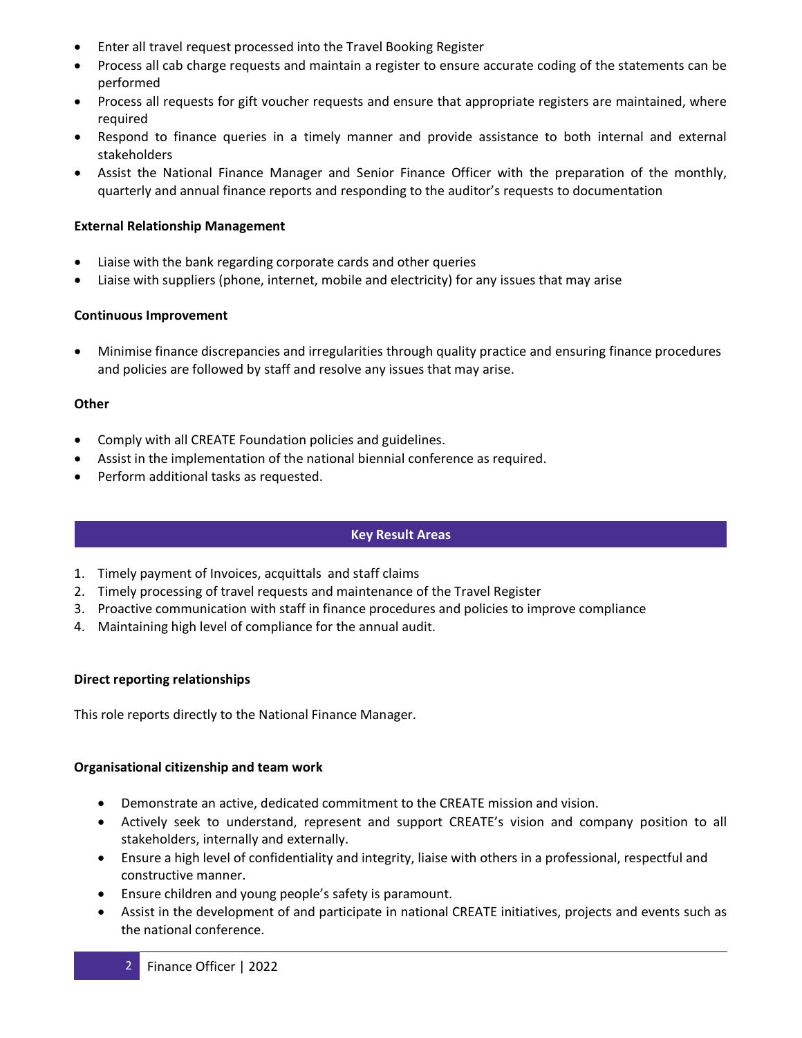- Enter all travel request processed into the Travel Booking Register
- Process all cab charge requests and maintain a register to ensure accurate coding of the statements can be performed
- Process all requests for gift voucher requests and ensure that appropriate registers are maintained, where required
- Respond to finance queries in a timely manner and provide assistance to both internal and external stakeholders
- Assist the National Finance Manager and Senior Finance Officer with the preparation of the monthly, quarterly and annual finance reports and responding to the auditor's requests to documentation

**External Relationship Management**

- Liaise with the bank regarding corporate cards and other queries
- Liaise with suppliers (phone, internet, mobile and electricity) for any issues that may arise

**Continuous Improvement**

- Minimise finance discrepancies and irregularities through quality practice and ensuring finance procedures and policies are followed by staff and resolve any issues that may arise.

**Other**

- Comply with all CREATE Foundation policies and guidelines.
- Assist in the implementation of the national biennial conference as required.
- Perform additional tasks as requested.

## Key Result Areas

1. Timely payment of Invoices, acquittals and staff claims
2. Timely processing of travel requests and maintenance of the Travel Register
3. Proactive communication with staff in finance procedures and policies to improve compliance
4. Maintaining high level of compliance for the annual audit.

**Direct reporting relationships**

This role reports directly to the National Finance Manager.

**Organisational citizenship and team work**

- Demonstrate an active, dedicated commitment to the CREATE mission and vision.
- Actively seek to understand, represent and support CREATE's vision and company position to all stakeholders, internally and externally.
- Ensure a high level of confidentiality and integrity, liaise with others in a professional, respectful and constructive manner.
- Ensure children and young people's safety is paramount.
- Assist in the development of and participate in national CREATE initiatives, projects and events such as the national conference.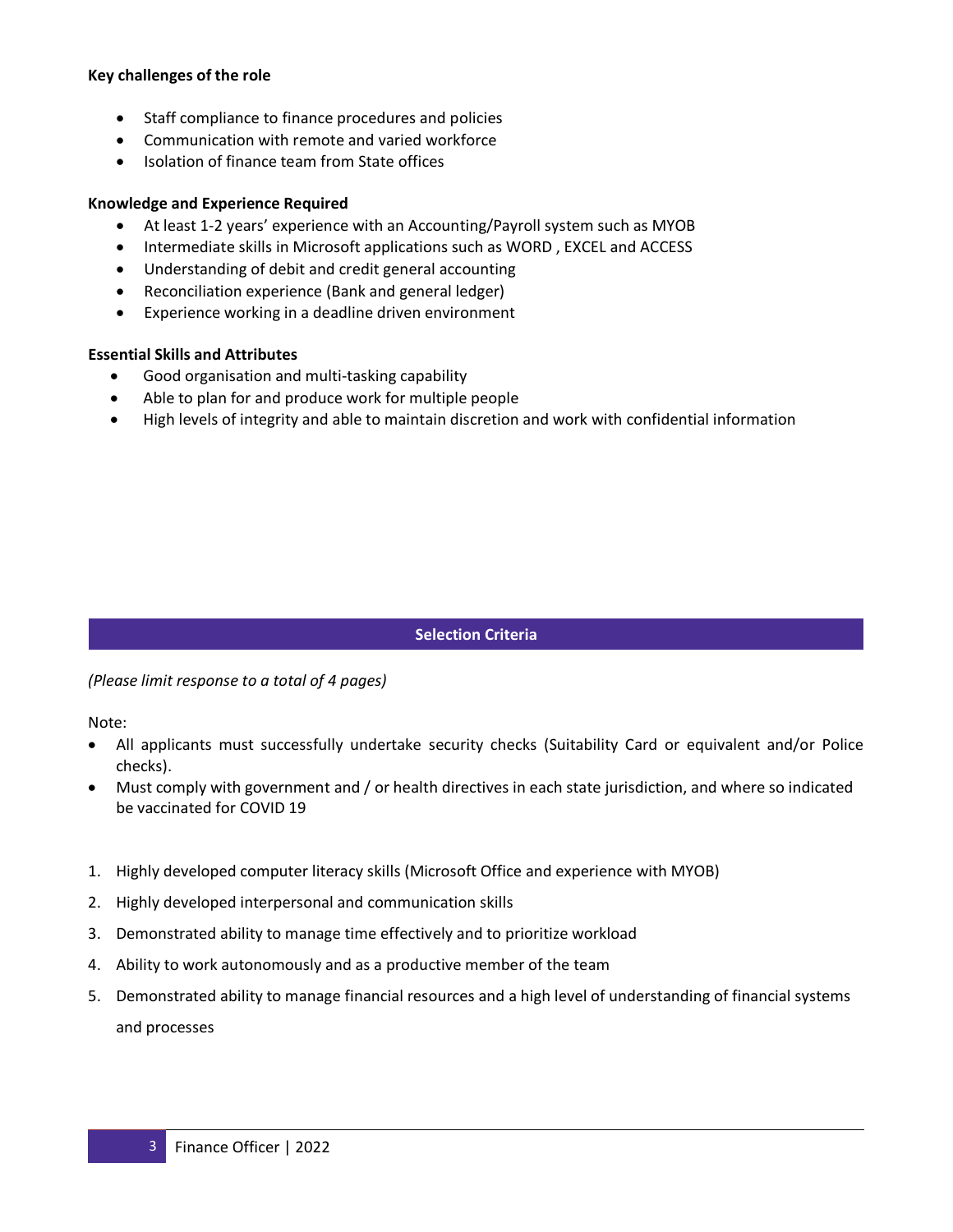**Key challenges of the role**

- Staff compliance to finance procedures and policies
- Communication with remote and varied workforce
- Isolation of finance team from State offices

**Knowledge and Experience Required**

- At least 1-2 years' experience with an Accounting/Payroll system such as MYOB
- Intermediate skills in Microsoft applications such as WORD , EXCEL and ACCESS
- Understanding of debit and credit general accounting
- Reconciliation experience (Bank and general ledger)
- Experience working in a deadline driven environment

**Essential Skills and Attributes**

- Good organisation and multi-tasking capability
- Able to plan for and produce work for multiple people
- High levels of integrity and able to maintain discretion and work with confidential information

## Selection Criteria

*(Please limit response to a total of 4 pages)*

Note:

- All applicants must successfully undertake security checks (Suitability Card or equivalent and/or Police checks).
- Must comply with government and / or health directives in each state jurisdiction, and where so indicated be vaccinated for COVID 19

1. Highly developed computer literacy skills (Microsoft Office and experience with MYOB)
2. Highly developed interpersonal and communication skills
3. Demonstrated ability to manage time effectively and to prioritize workload
4. Ability to work autonomously and as a productive member of the team
5. Demonstrated ability to manage financial resources and a high level of understanding of financial systems and processes